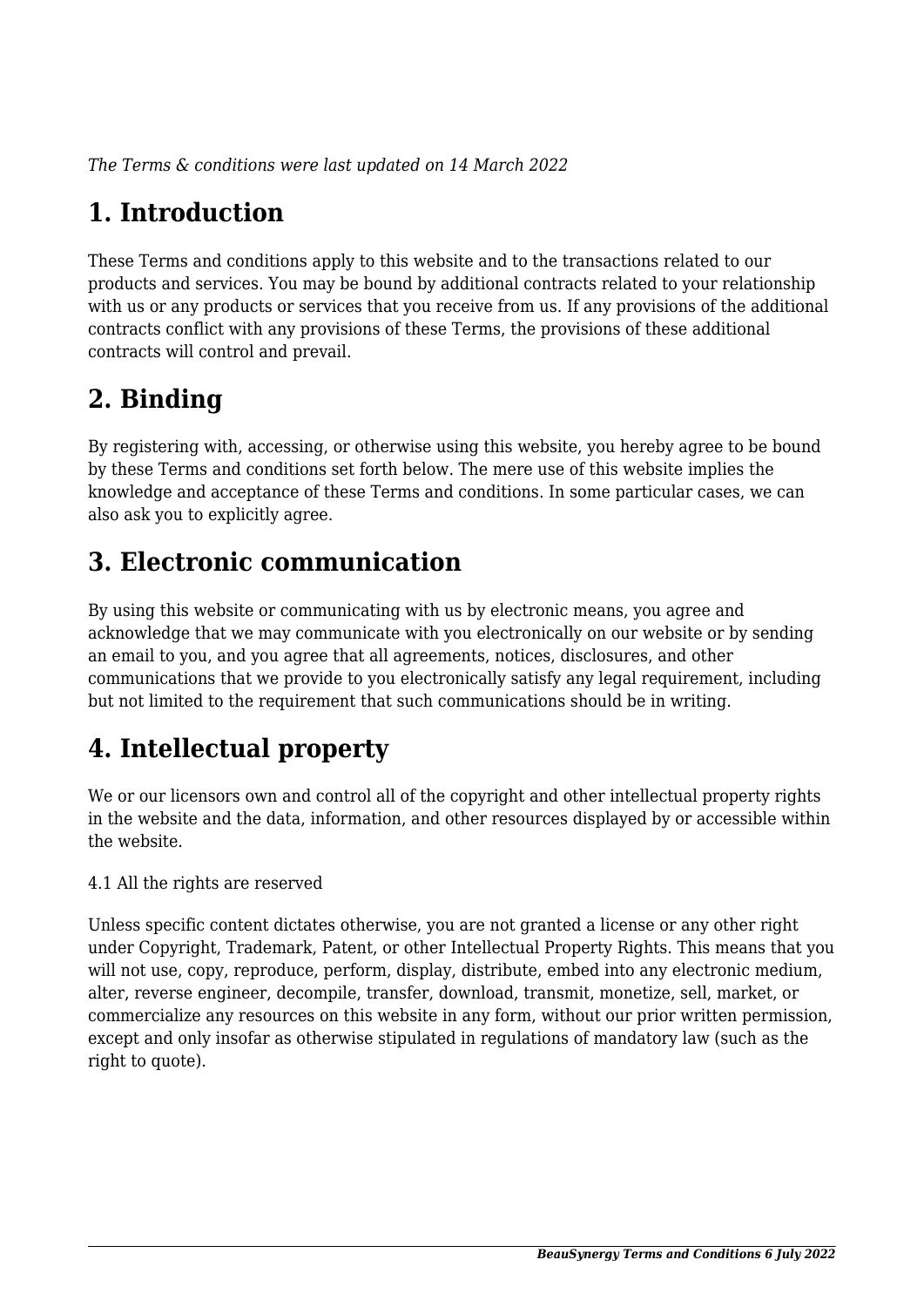*The Terms & conditions were last updated on 14 March 2022*

# 1. Introduction

These Terms and conditions apply to this website and to the transactions related to our products and services. You may be bound by additional contracts related to your relationship with us or any products or services that you receive from us. If any provisions of the additional contracts conflict with any provisions of these Terms, the provisions of these additional contracts will control and prevail.

# 2. Binding

By registering with, accessing, or otherwise using this website, you hereby agree to be bound by these Terms and conditions set forth below. The mere use of this website implies the knowledge and acceptance of these Terms and conditions. In some particular cases, we can also ask you to explicitly agree.

# 3. Electronic communication

By using this website or communicating with us by electronic means, you agree and acknowledge that we may communicate with you electronically on our website or by sending an email to you, and you agree that all agreements, notices, disclosures, and other communications that we provide to you electronically satisfy any legal requirement, including but not limited to the requirement that such communications should be in writing.

# 4. Intellectual property

We or our licensors own and control all of the copyright and other intellectual property rights in the website and the data, information, and other resources displayed by or accessible within the website.

4.1 All the rights are reserved

Unless specific content dictates otherwise, you are not granted a license or any other right under Copyright, Trademark, Patent, or other Intellectual Property Rights. This means that you will not use, copy, reproduce, perform, display, distribute, embed into any electronic medium, alter, reverse engineer, decompile, transfer, download, transmit, monetize, sell, market, or commercialize any resources on this website in any form, without our prior written permission, except and only insofar as otherwise stipulated in regulations of mandatory law (such as the right to quote).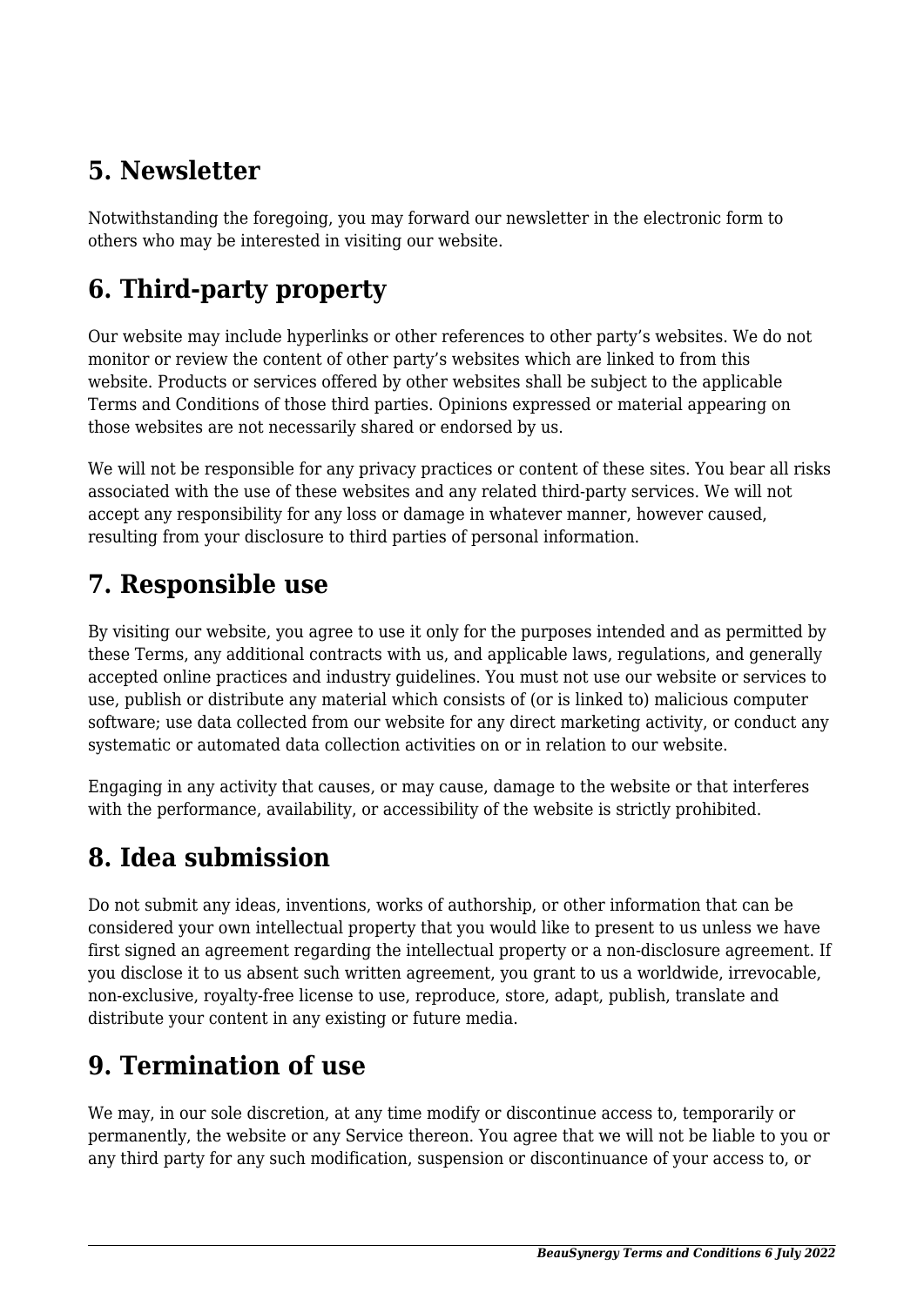## 5. Newsletter

Notwithstanding the foregoing, you may forward our newsletter in the electronic form to others who may be interested in visiting our website.

## 6. Third-party property

Our website may include hyperlinks or other references to other party's websites. We do not monitor or review the content of other party's websites which are linked to from this website. Products or services offered by other websites shall be subject to the applicable Terms and Conditions of those third parties. Opinions expressed or material appearing on those websites are not necessarily shared or endorsed by us.

We will not be responsible for any privacy practices or content of these sites. You bear all risks associated with the use of these websites and any related third-party services. We will not accept any responsibility for any loss or damage in whatever manner, however caused, resulting from your disclosure to third parties of personal information.

## 7. Responsible use

By visiting our website, you agree to use it only for the purposes intended and as permitted by these Terms, any additional contracts with us, and applicable laws, regulations, and generally accepted online practices and industry guidelines. You must not use our website or services to use, publish or distribute any material which consists of (or is linked to) malicious computer software; use data collected from our website for any direct marketing activity, or conduct any systematic or automated data collection activities on or in relation to our website.

Engaging in any activity that causes, or may cause, damage to the website or that interferes with the performance, availability, or accessibility of the website is strictly prohibited.

## 8. Idea submission

Do not submit any ideas, inventions, works of authorship, or other information that can be considered your own intellectual property that you would like to present to us unless we have first signed an agreement regarding the intellectual property or a non-disclosure agreement. If you disclose it to us absent such written agreement, you grant to us a worldwide, irrevocable, non-exclusive, royalty-free license to use, reproduce, store, adapt, publish, translate and distribute your content in any existing or future media.

## 9. Termination of use

We may, in our sole discretion, at any time modify or discontinue access to, temporarily or permanently, the website or any Service thereon. You agree that we will not be liable to you or any third party for any such modification, suspension or discontinuance of your access to, or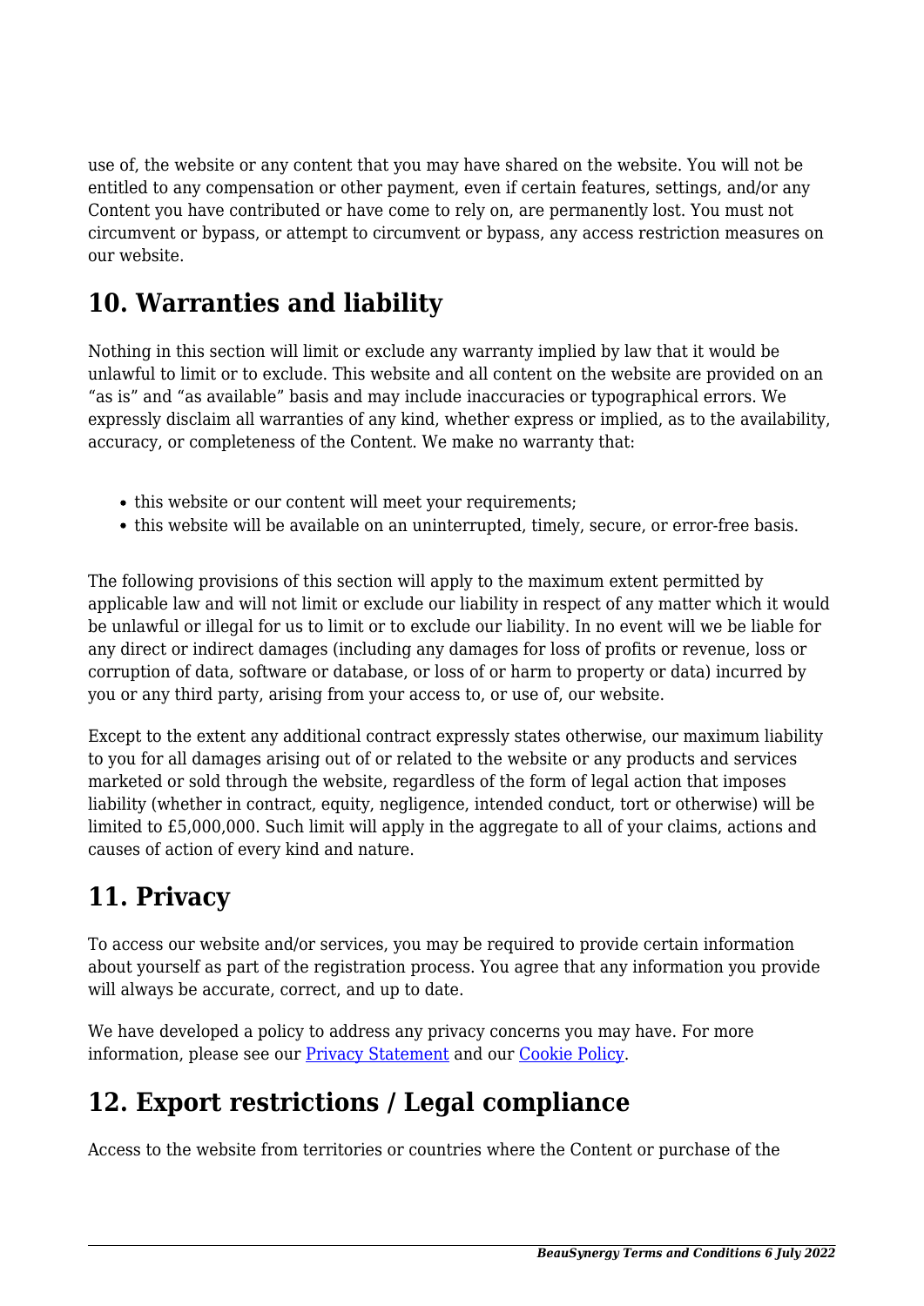use of, the website or any content that you may have shared on the website. You will not be entitled to any compensation or other payment, even if certain features, settings, and/or any Content you have contributed or have come to rely on, are permanently lost. You must not circumvent or bypass, or attempt to circumvent or bypass, any access restriction measures on our website.

## 10. Warranties and liability

Nothing in this section will limit or exclude any warranty implied by law that it would be unlawful to limit or to exclude. This website and all content on the website are provided on an "as is" and "as available" basis and may include inaccuracies or typographical errors. We expressly disclaim all warranties of any kind, whether express or implied, as to the availability, accuracy, or completeness of the Content. We make no warranty that:

- this website or our content will meet your requirements;
- this website will be available on an uninterrupted, timely, secure, or error-free basis.

The following provisions of this section will apply to the maximum extent permitted by applicable law and will not limit or exclude our liability in respect of any matter which it would be unlawful or illegal for us to limit or to exclude our liability. In no event will we be liable for any direct or indirect damages (including any damages for loss of profits or revenue, loss or corruption of data, software or database, or loss of or harm to property or data) incurred by you or any third party, arising from your access to, or use of, our website.

Except to the extent any additional contract expressly states otherwise, our maximum liability to you for all damages arising out of or related to the website or any products and services marketed or sold through the website, regardless of the form of legal action that imposes liability (whether in contract, equity, negligence, intended conduct, tort or otherwise) will be limited to £5,000,000. Such limit will apply in the aggregate to all of your claims, actions and causes of action of every kind and nature.

## 11. Privacy

To access our website and/or services, you may be required to provide certain information about yourself as part of the registration process. You agree that any information you provide will always be accurate, correct, and up to date.

We have developed a policy to address any privacy concerns you may have. For more information, please see our [Privacy Statement]() and our [Cookie Policy]().

## 12. Export restrictions / Legal compliance

Access to the website from territories or countries where the Content or purchase of the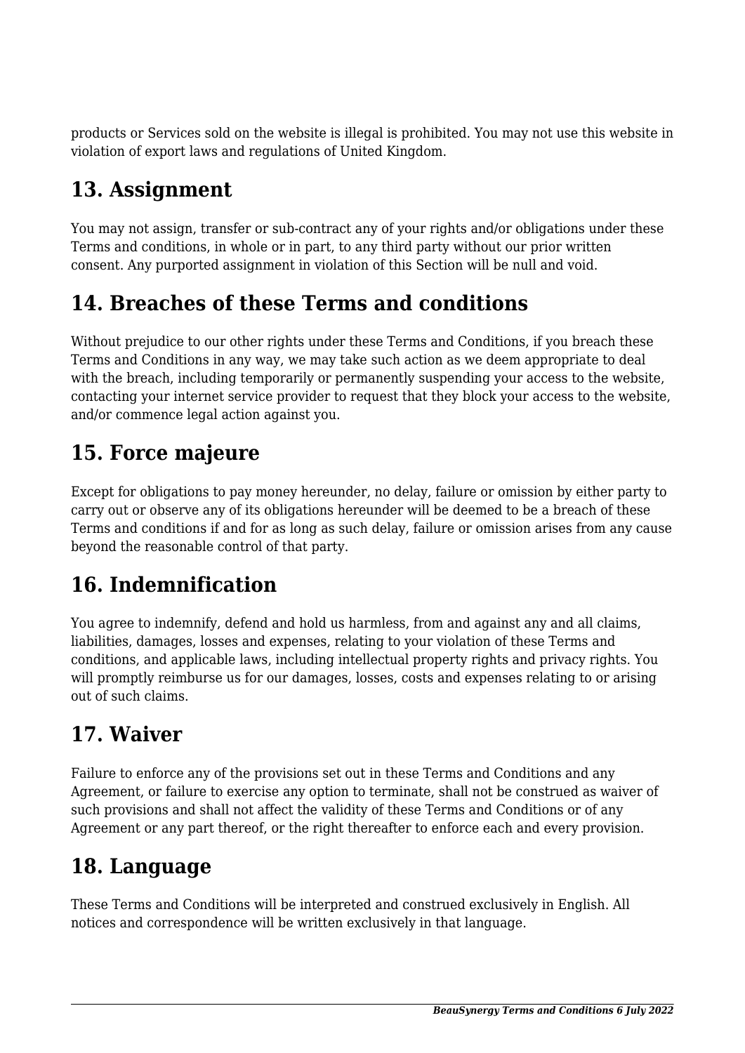products or Services sold on the website is illegal is prohibited. You may not use this website in violation of export laws and regulations of United Kingdom.

## 13. Assignment

You may not assign, transfer or sub-contract any of your rights and/or obligations under these Terms and conditions, in whole or in part, to any third party without our prior written consent. Any purported assignment in violation of this Section will be null and void.

## 14. Breaches of these Terms and conditions

Without prejudice to our other rights under these Terms and Conditions, if you breach these Terms and Conditions in any way, we may take such action as we deem appropriate to deal with the breach, including temporarily or permanently suspending your access to the website, contacting your internet service provider to request that they block your access to the website, and/or commence legal action against you.

## 15. Force majeure

Except for obligations to pay money hereunder, no delay, failure or omission by either party to carry out or observe any of its obligations hereunder will be deemed to be a breach of these Terms and conditions if and for as long as such delay, failure or omission arises from any cause beyond the reasonable control of that party.

## 16. Indemnification

You agree to indemnify, defend and hold us harmless, from and against any and all claims, liabilities, damages, losses and expenses, relating to your violation of these Terms and conditions, and applicable laws, including intellectual property rights and privacy rights. You will promptly reimburse us for our damages, losses, costs and expenses relating to or arising out of such claims.

## 17. Waiver

Failure to enforce any of the provisions set out in these Terms and Conditions and any Agreement, or failure to exercise any option to terminate, shall not be construed as waiver of such provisions and shall not affect the validity of these Terms and Conditions or of any Agreement or any part thereof, or the right thereafter to enforce each and every provision.

## 18. Language

These Terms and Conditions will be interpreted and construed exclusively in English. All notices and correspondence will be written exclusively in that language.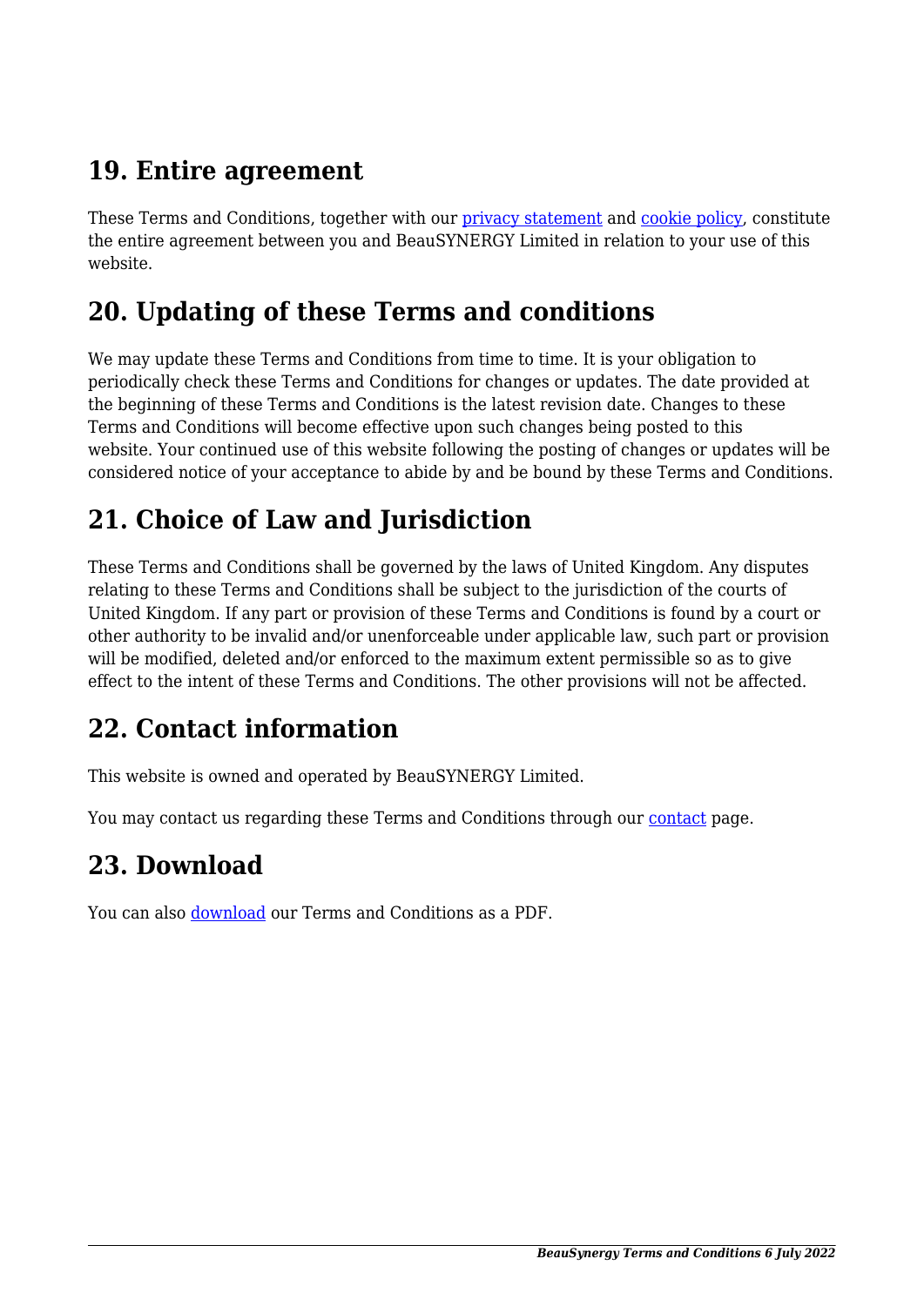## 19. Entire agreement

These Terms and Conditions, together with our privacy statement and cookie policy, constitute the entire agreement between you and BeauSYNERGY Limited in relation to your use of this website.

## 20. Updating of these Terms and conditions

We may update these Terms and Conditions from time to time. It is your obligation to periodically check these Terms and Conditions for changes or updates. The date provided at the beginning of these Terms and Conditions is the latest revision date. Changes to these Terms and Conditions will become effective upon such changes being posted to this website. Your continued use of this website following the posting of changes or updates will be considered notice of your acceptance to abide by and be bound by these Terms and Conditions.

## 21. Choice of Law and Jurisdiction

These Terms and Conditions shall be governed by the laws of United Kingdom. Any disputes relating to these Terms and Conditions shall be subject to the jurisdiction of the courts of United Kingdom. If any part or provision of these Terms and Conditions is found by a court or other authority to be invalid and/or unenforceable under applicable law, such part or provision will be modified, deleted and/or enforced to the maximum extent permissible so as to give effect to the intent of these Terms and Conditions. The other provisions will not be affected.

## 22. Contact information

This website is owned and operated by BeauSYNERGY Limited.

You may contact us regarding these Terms and Conditions through our contact page.

## 23. Download

You can also download our Terms and Conditions as a PDF.